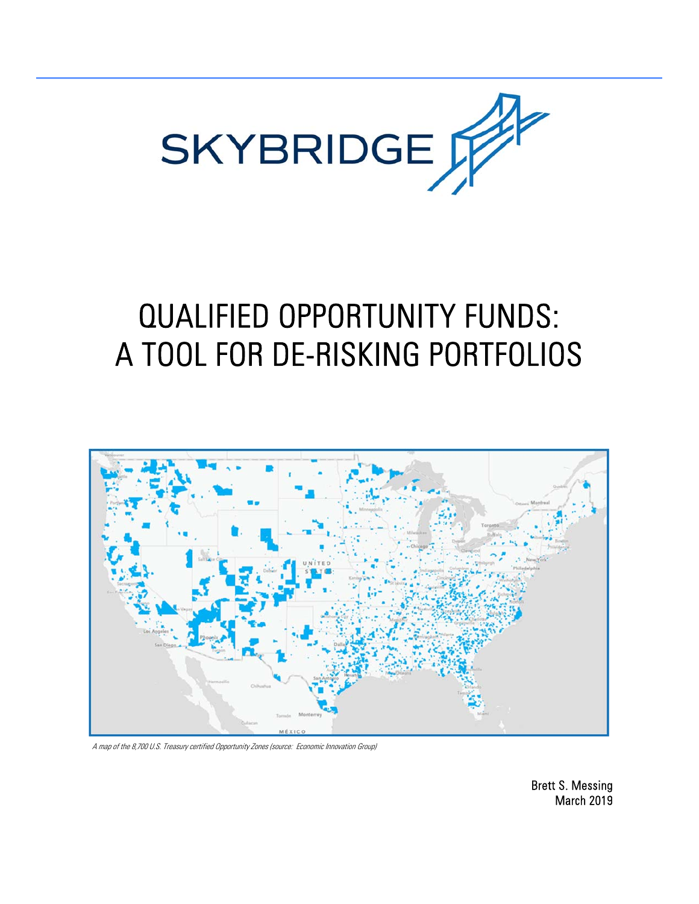SKYBRIDGE

# QUALIFIED OPPORTUNITY FUNDS: A TOOL FOR DE-RISKING PORTFOLIOS

*A map of the 8,700 U.S. Treasury certified Opportunity Zones (source: Economic Innovation Group)*

Brett S. Messing
March 2019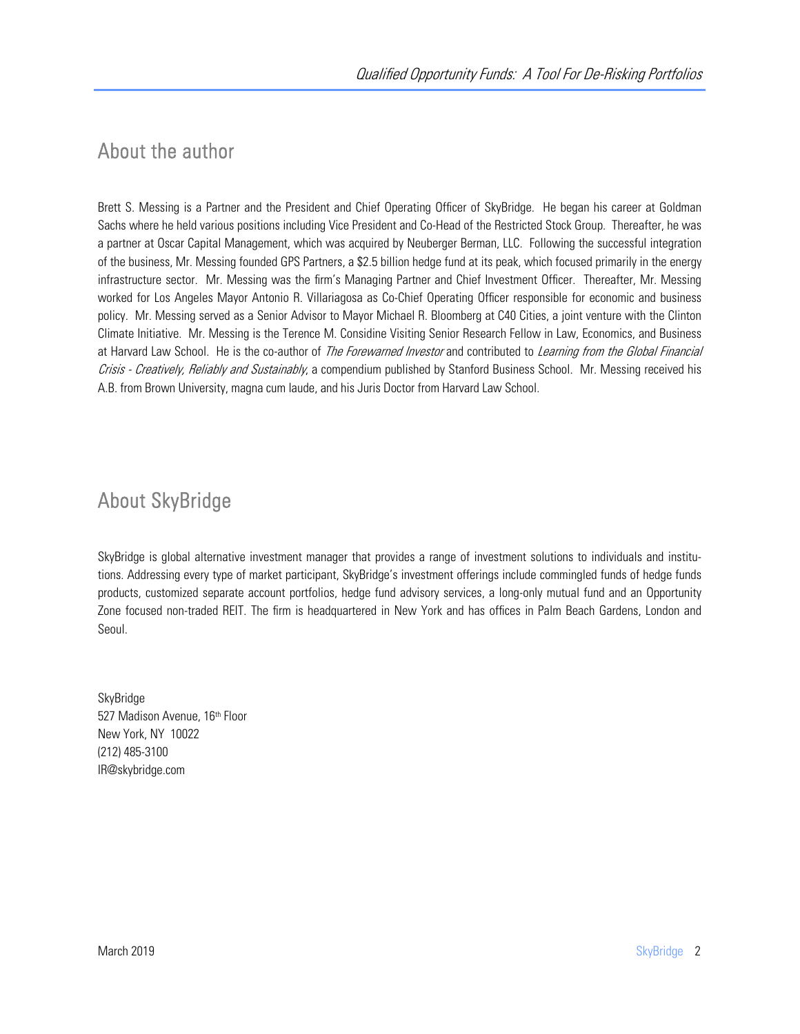## About the author

Brett S. Messing is a Partner and the President and Chief Operating Officer of SkyBridge. He began his career at Goldman Sachs where he held various positions including Vice President and Co-Head of the Restricted Stock Group. Thereafter, he was a partner at Oscar Capital Management, which was acquired by Neuberger Berman, LLC. Following the successful integration of the business, Mr. Messing founded GPS Partners, a $2.5 billion hedge fund at its peak, which focused primarily in the energy infrastructure sector. Mr. Messing was the firm's Managing Partner and Chief Investment Officer. Thereafter, Mr. Messing worked for Los Angeles Mayor Antonio R. Villariagosa as Co-Chief Operating Officer responsible for economic and business policy. Mr. Messing served as a Senior Advisor to Mayor Michael R. Bloomberg at C40 Cities, a joint venture with the Clinton Climate Initiative. Mr. Messing is the Terence M. Considine Visiting Senior Research Fellow in Law, Economics, and Business at Harvard Law School. He is the co-author of *The Forewarned Investor* and contributed to *Learning from the Global Financial Crisis - Creatively, Reliably and Sustainably*, a compendium published by Stanford Business School. Mr. Messing received his A.B. from Brown University, magna cum laude, and his Juris Doctor from Harvard Law School.

## About SkyBridge

SkyBridge is global alternative investment manager that provides a range of investment solutions to individuals and institutions. Addressing every type of market participant, SkyBridge's investment offerings include commingled funds of hedge funds products, customized separate account portfolios, hedge fund advisory services, a long-only mutual fund and an Opportunity Zone focused non-traded REIT. The firm is headquartered in New York and has offices in Palm Beach Gardens, London and Seoul.

SkyBridge
527 Madison Avenue, 16th Floor
New York, NY 10022
(212) 485-3100
IR@skybridge.com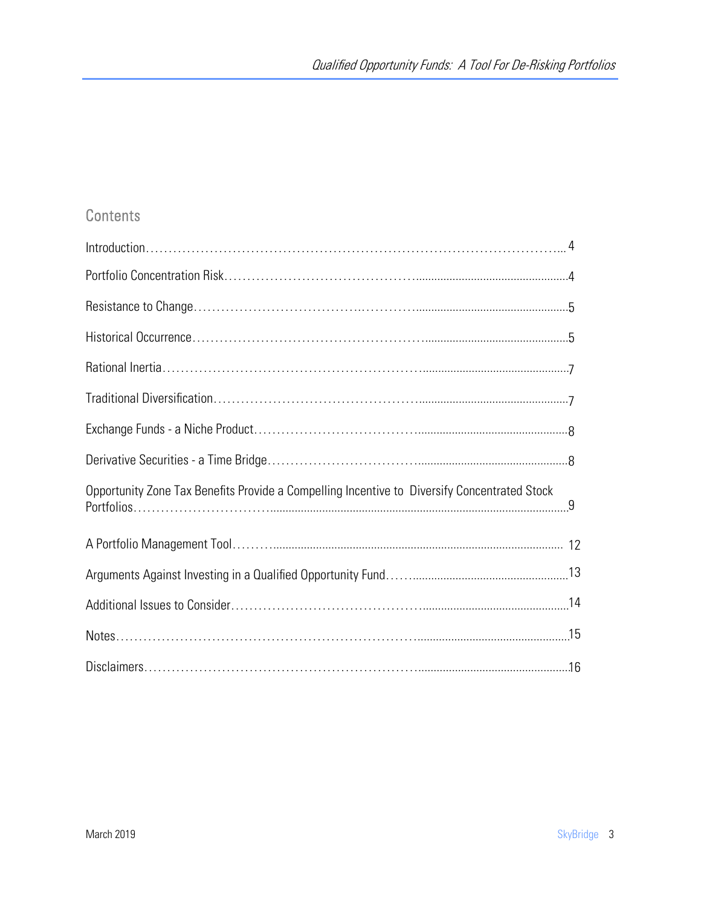## Contents

| | |
|---|---|
| Introduction | 4 |
| Portfolio Concentration Risk | 4 |
| Resistance to Change | 5 |
| Historical Occurrence | 5 |
| Rational Inertia | 7 |
| Traditional Diversification | 7 |
| Exchange Funds - a Niche Product | 8 |
| Derivative Securities - a Time Bridge | 8 |
| Opportunity Zone Tax Benefits Provide a Compelling Incentive to Diversify Concentrated Stock Portfolios | 9 |
| A Portfolio Management Tool | 12 |
| Arguments Against Investing in a Qualified Opportunity Fund | 13 |
| Additional Issues to Consider | 14 |
| Notes | 15 |
| Disclaimers | 16 |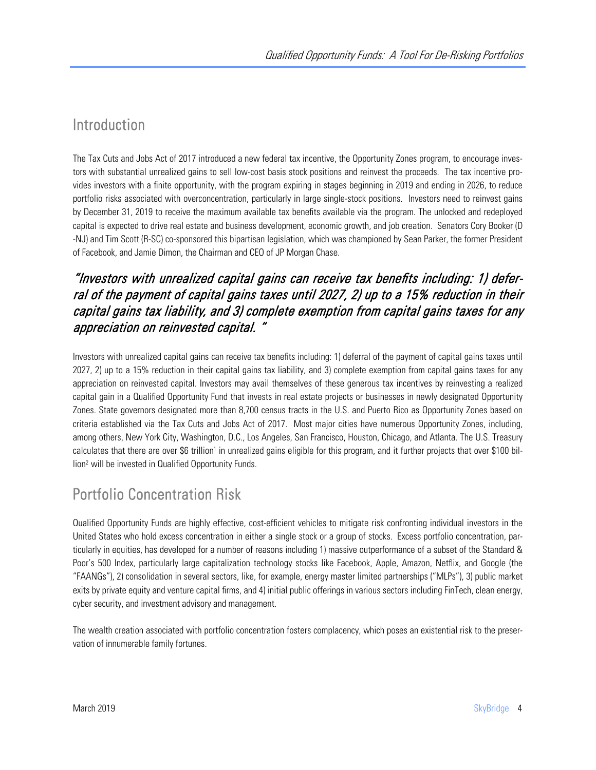## Introduction

The Tax Cuts and Jobs Act of 2017 introduced a new federal tax incentive, the Opportunity Zones program, to encourage investors with substantial unrealized gains to sell low-cost basis stock positions and reinvest the proceeds. The tax incentive provides investors with a finite opportunity, with the program expiring in stages beginning in 2019 and ending in 2026, to reduce portfolio risks associated with overconcentration, particularly in large single-stock positions. Investors need to reinvest gains by December 31, 2019 to receive the maximum available tax benefits available via the program. The unlocked and redeployed capital is expected to drive real estate and business development, economic growth, and job creation. Senators Cory Booker (D-NJ) and Tim Scott (R-SC) co-sponsored this bipartisan legislation, which was championed by Sean Parker, the former President of Facebook, and Jamie Dimon, the Chairman and CEO of JP Morgan Chase.

> *"Investors with unrealized capital gains can receive tax benefits including: 1) deferral of the payment of capital gains taxes until 2027, 2) up to a 15% reduction in their capital gains tax liability, and 3) complete exemption from capital gains taxes for any appreciation on reinvested capital. "*

Investors with unrealized capital gains can receive tax benefits including: 1) deferral of the payment of capital gains taxes until 2027, 2) up to a 15% reduction in their capital gains tax liability, and 3) complete exemption from capital gains taxes for any appreciation on reinvested capital. Investors may avail themselves of these generous tax incentives by reinvesting a realized capital gain in a Qualified Opportunity Fund that invests in real estate projects or businesses in newly designated Opportunity Zones. State governors designated more than 8,700 census tracts in the U.S. and Puerto Rico as Opportunity Zones based on criteria established via the Tax Cuts and Jobs Act of 2017. Most major cities have numerous Opportunity Zones, including, among others, New York City, Washington, D.C., Los Angeles, San Francisco, Houston, Chicago, and Atlanta. The U.S. Treasury calculates that there are over $6 trillion[1] in unrealized gains eligible for this program, and it further projects that over $100 billion[2] will be invested in Qualified Opportunity Funds.

## Portfolio Concentration Risk

Qualified Opportunity Funds are highly effective, cost-efficient vehicles to mitigate risk confronting individual investors in the United States who hold excess concentration in either a single stock or a group of stocks. Excess portfolio concentration, particularly in equities, has developed for a number of reasons including 1) massive outperformance of a subset of the Standard & Poor's 500 Index, particularly large capitalization technology stocks like Facebook, Apple, Amazon, Netflix, and Google (the "FAANGs"), 2) consolidation in several sectors, like, for example, energy master limited partnerships ("MLPs"), 3) public market exits by private equity and venture capital firms, and 4) initial public offerings in various sectors including FinTech, clean energy, cyber security, and investment advisory and management.

The wealth creation associated with portfolio concentration fosters complacency, which poses an existential risk to the preservation of innumerable family fortunes.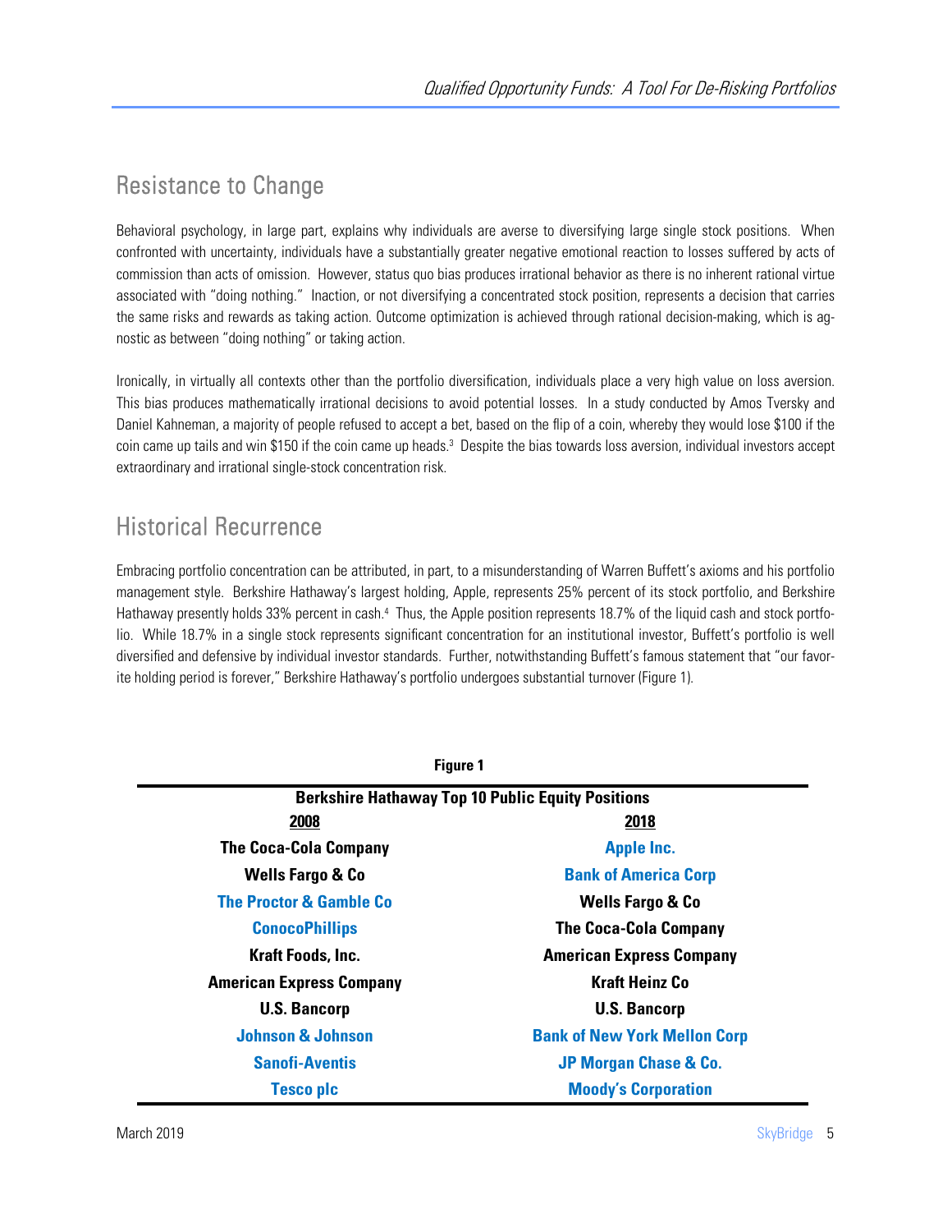## Resistance to Change

Behavioral psychology, in large part, explains why individuals are averse to diversifying large single stock positions. When confronted with uncertainty, individuals have a substantially greater negative emotional reaction to losses suffered by acts of commission than acts of omission. However, status quo bias produces irrational behavior as there is no inherent rational virtue associated with "doing nothing." Inaction, or not diversifying a concentrated stock position, represents a decision that carries the same risks and rewards as taking action. Outcome optimization is achieved through rational decision-making, which is agnostic as between "doing nothing" or taking action.

Ironically, in virtually all contexts other than the portfolio diversification, individuals place a very high value on loss aversion. This bias produces mathematically irrational decisions to avoid potential losses. In a study conducted by Amos Tversky and Daniel Kahneman, a majority of people refused to accept a bet, based on the flip of a coin, whereby they would lose $100 if the coin came up tails and win $150 if the coin came up heads.[3] Despite the bias towards loss aversion, individual investors accept extraordinary and irrational single-stock concentration risk.

## Historical Recurrence

Embracing portfolio concentration can be attributed, in part, to a misunderstanding of Warren Buffett's axioms and his portfolio management style. Berkshire Hathaway's largest holding, Apple, represents 25% percent of its stock portfolio, and Berkshire Hathaway presently holds 33% percent in cash.[4] Thus, the Apple position represents 18.7% of the liquid cash and stock portfolio. While 18.7% in a single stock represents significant concentration for an institutional investor, Buffett's portfolio is well diversified and defensive by individual investor standards. Further, notwithstanding Buffett's famous statement that "our favorite holding period is forever," Berkshire Hathaway's portfolio undergoes substantial turnover (Figure 1).

**Figure 1**

**Berkshire Hathaway Top 10 Public Equity Positions**

| 2008 | 2018 |
|---|---|
| The Coca-Cola Company | Apple Inc. |
| Wells Fargo & Co | Bank of America Corp |
| The Proctor & Gamble Co | Wells Fargo & Co |
| ConocoPhillips | The Coca-Cola Company |
| Kraft Foods, Inc. | American Express Company |
| American Express Company | Kraft Heinz Co |
| U.S. Bancorp | U.S. Bancorp |
| Johnson & Johnson | Bank of New York Mellon Corp |
| Sanofi-Aventis | JP Morgan Chase & Co. |
| Tesco plc | Moody's Corporation |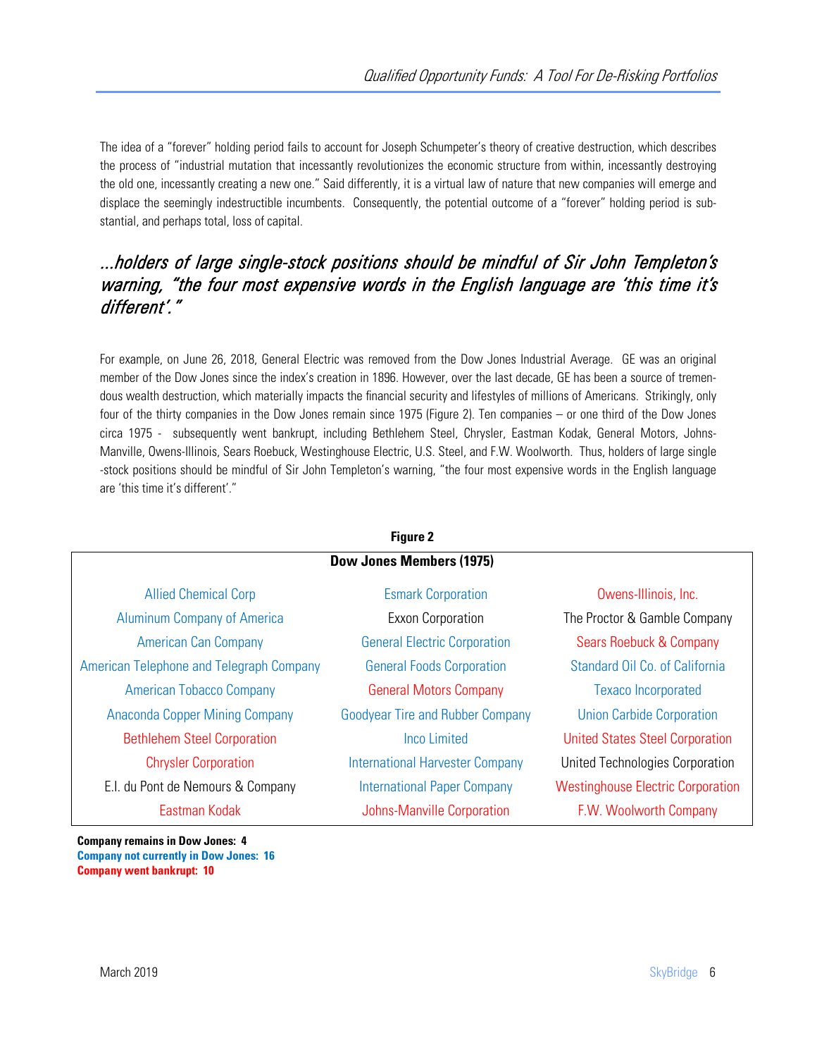The idea of a "forever" holding period fails to account for Joseph Schumpeter's theory of creative destruction, which describes the process of "industrial mutation that incessantly revolutionizes the economic structure from within, incessantly destroying the old one, incessantly creating a new one." Said differently, it is a virtual law of nature that new companies will emerge and displace the seemingly indestructible incumbents. Consequently, the potential outcome of a "forever" holding period is substantial, and perhaps total, loss of capital.

> *...holders of large single-stock positions should be mindful of Sir John Templeton's warning, "the four most expensive words in the English language are 'this time it's different'."*

For example, on June 26, 2018, General Electric was removed from the Dow Jones Industrial Average. GE was an original member of the Dow Jones since the index's creation in 1896. However, over the last decade, GE has been a source of tremendous wealth destruction, which materially impacts the financial security and lifestyles of millions of Americans. Strikingly, only four of the thirty companies in the Dow Jones remain since 1975 (Figure 2). Ten companies – or one third of the Dow Jones circa 1975 - subsequently went bankrupt, including Bethlehem Steel, Chrysler, Eastman Kodak, General Motors, Johns-Manville, Owens-Illinois, Sears Roebuck, Westinghouse Electric, U.S. Steel, and F.W. Woolworth. Thus, holders of large single-stock positions should be mindful of Sir John Templeton's warning, "the four most expensive words in the English language are 'this time it's different'."

**Figure 2**

**Dow Jones Members (1975)**

| | | |
|---|---|---|
| Allied Chemical Corp | Esmark Corporation | Owens-Illinois, Inc. |
| Aluminum Company of America | Exxon Corporation | The Proctor & Gamble Company |
| American Can Company | General Electric Corporation | Sears Roebuck & Company |
| American Telephone and Telegraph Company | General Foods Corporation | Standard Oil Co. of California |
| American Tobacco Company | General Motors Company | Texaco Incorporated |
| Anaconda Copper Mining Company | Goodyear Tire and Rubber Company | Union Carbide Corporation |
| Bethlehem Steel Corporation | Inco Limited | United States Steel Corporation |
| Chrysler Corporation | International Harvester Company | United Technologies Corporation |
| E.I. du Pont de Nemours & Company | International Paper Company | Westinghouse Electric Corporation |
| Eastman Kodak | Johns-Manville Corporation | F.W. Woolworth Company |

**Company remains in Dow Jones: 4**
**Company not currently in Dow Jones: 16**
**Company went bankrupt: 10**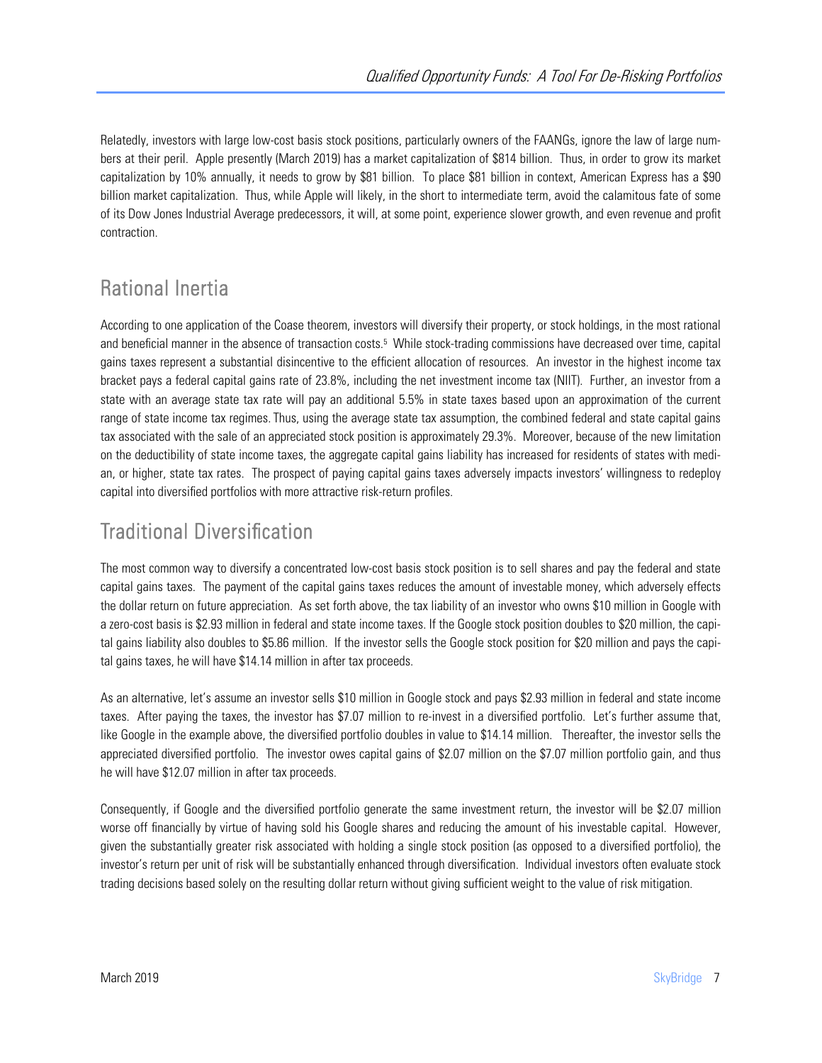Relatedly, investors with large low-cost basis stock positions, particularly owners of the FAANGs, ignore the law of large numbers at their peril. Apple presently (March 2019) has a market capitalization of $814 billion. Thus, in order to grow its market capitalization by 10% annually, it needs to grow by $81 billion. To place $81 billion in context, American Express has a $90 billion market capitalization. Thus, while Apple will likely, in the short to intermediate term, avoid the calamitous fate of some of its Dow Jones Industrial Average predecessors, it will, at some point, experience slower growth, and even revenue and profit contraction.

## Rational Inertia

According to one application of the Coase theorem, investors will diversify their property, or stock holdings, in the most rational and beneficial manner in the absence of transaction costs.[5] While stock-trading commissions have decreased over time, capital gains taxes represent a substantial disincentive to the efficient allocation of resources. An investor in the highest income tax bracket pays a federal capital gains rate of 23.8%, including the net investment income tax (NIIT). Further, an investor from a state with an average state tax rate will pay an additional 5.5% in state taxes based upon an approximation of the current range of state income tax regimes. Thus, using the average state tax assumption, the combined federal and state capital gains tax associated with the sale of an appreciated stock position is approximately 29.3%. Moreover, because of the new limitation on the deductibility of state income taxes, the aggregate capital gains liability has increased for residents of states with median, or higher, state tax rates. The prospect of paying capital gains taxes adversely impacts investors' willingness to redeploy capital into diversified portfolios with more attractive risk-return profiles.

## Traditional Diversification

The most common way to diversify a concentrated low-cost basis stock position is to sell shares and pay the federal and state capital gains taxes. The payment of the capital gains taxes reduces the amount of investable money, which adversely effects the dollar return on future appreciation. As set forth above, the tax liability of an investor who owns $10 million in Google with a zero-cost basis is $2.93 million in federal and state income taxes. If the Google stock position doubles to $20 million, the capital gains liability also doubles to $5.86 million. If the investor sells the Google stock position for $20 million and pays the capital gains taxes, he will have $14.14 million in after tax proceeds.

As an alternative, let's assume an investor sells $10 million in Google stock and pays $2.93 million in federal and state income taxes. After paying the taxes, the investor has $7.07 million to re-invest in a diversified portfolio. Let's further assume that, like Google in the example above, the diversified portfolio doubles in value to $14.14 million. Thereafter, the investor sells the appreciated diversified portfolio. The investor owes capital gains of $2.07 million on the $7.07 million portfolio gain, and thus he will have $12.07 million in after tax proceeds.

Consequently, if Google and the diversified portfolio generate the same investment return, the investor will be $2.07 million worse off financially by virtue of having sold his Google shares and reducing the amount of his investable capital. However, given the substantially greater risk associated with holding a single stock position (as opposed to a diversified portfolio), the investor's return per unit of risk will be substantially enhanced through diversification. Individual investors often evaluate stock trading decisions based solely on the resulting dollar return without giving sufficient weight to the value of risk mitigation.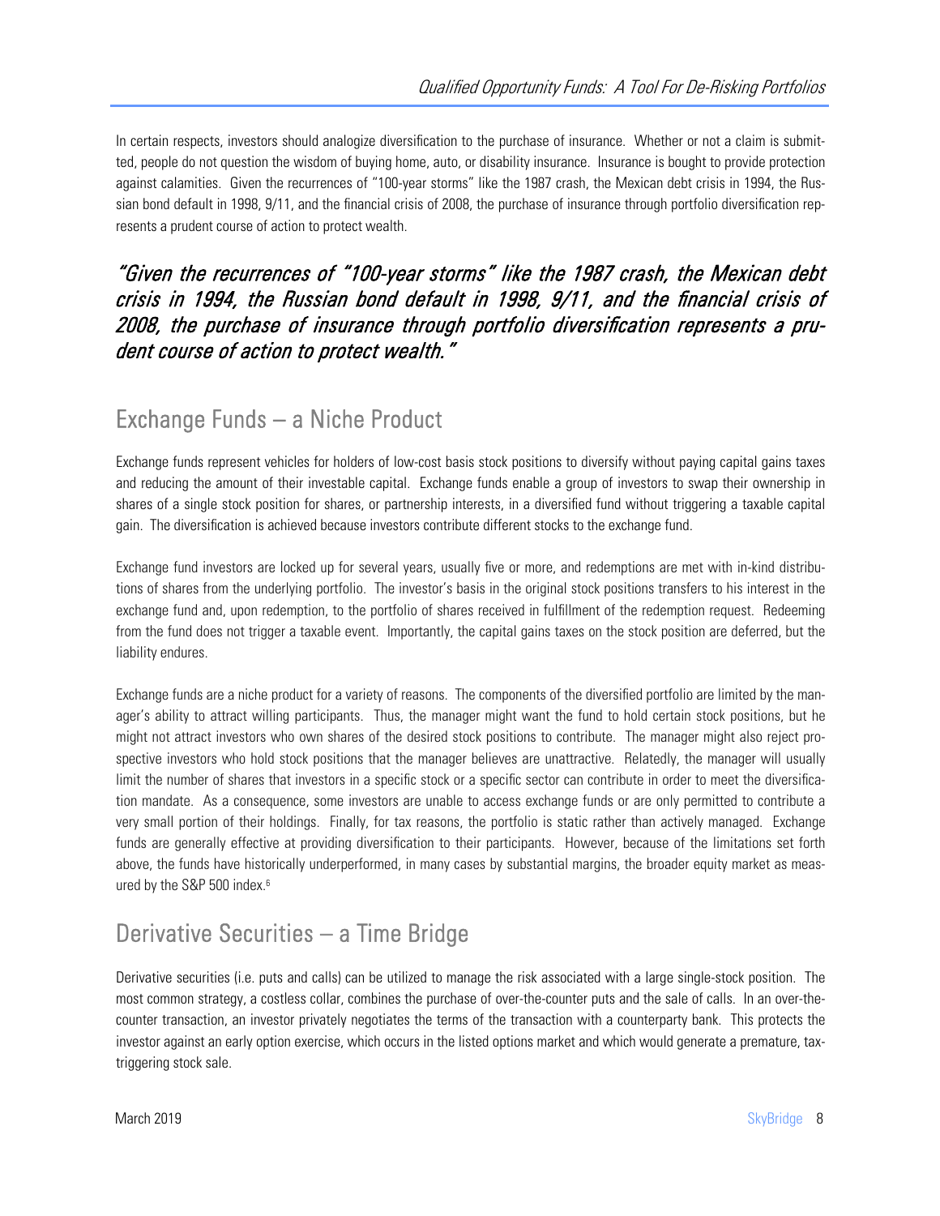In certain respects, investors should analogize diversification to the purchase of insurance. Whether or not a claim is submitted, people do not question the wisdom of buying home, auto, or disability insurance. Insurance is bought to provide protection against calamities. Given the recurrences of "100-year storms" like the 1987 crash, the Mexican debt crisis in 1994, the Russian bond default in 1998, 9/11, and the financial crisis of 2008, the purchase of insurance through portfolio diversification represents a prudent course of action to protect wealth.

> *"Given the recurrences of "100-year storms" like the 1987 crash, the Mexican debt crisis in 1994, the Russian bond default in 1998, 9/11, and the financial crisis of 2008, the purchase of insurance through portfolio diversification represents a prudent course of action to protect wealth."*

## Exchange Funds – a Niche Product

Exchange funds represent vehicles for holders of low-cost basis stock positions to diversify without paying capital gains taxes and reducing the amount of their investable capital. Exchange funds enable a group of investors to swap their ownership in shares of a single stock position for shares, or partnership interests, in a diversified fund without triggering a taxable capital gain. The diversification is achieved because investors contribute different stocks to the exchange fund.

Exchange fund investors are locked up for several years, usually five or more, and redemptions are met with in-kind distributions of shares from the underlying portfolio. The investor's basis in the original stock positions transfers to his interest in the exchange fund and, upon redemption, to the portfolio of shares received in fulfillment of the redemption request. Redeeming from the fund does not trigger a taxable event. Importantly, the capital gains taxes on the stock position are deferred, but the liability endures.

Exchange funds are a niche product for a variety of reasons. The components of the diversified portfolio are limited by the manager's ability to attract willing participants. Thus, the manager might want the fund to hold certain stock positions, but he might not attract investors who own shares of the desired stock positions to contribute. The manager might also reject prospective investors who hold stock positions that the manager believes are unattractive. Relatedly, the manager will usually limit the number of shares that investors in a specific stock or a specific sector can contribute in order to meet the diversification mandate. As a consequence, some investors are unable to access exchange funds or are only permitted to contribute a very small portion of their holdings. Finally, for tax reasons, the portfolio is static rather than actively managed. Exchange funds are generally effective at providing diversification to their participants. However, because of the limitations set forth above, the funds have historically underperformed, in many cases by substantial margins, the broader equity market as measured by the S&P 500 index.[6]

## Derivative Securities – a Time Bridge

Derivative securities (i.e. puts and calls) can be utilized to manage the risk associated with a large single-stock position. The most common strategy, a costless collar, combines the purchase of over-the-counter puts and the sale of calls. In an over-the-counter transaction, an investor privately negotiates the terms of the transaction with a counterparty bank. This protects the investor against an early option exercise, which occurs in the listed options market and which would generate a premature, tax-triggering stock sale.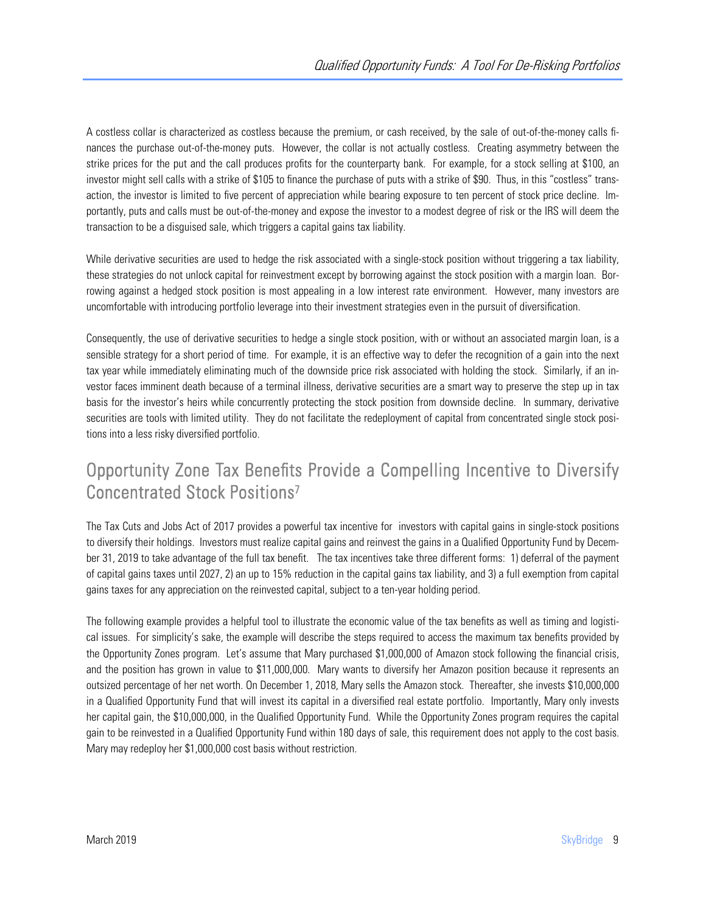A costless collar is characterized as costless because the premium, or cash received, by the sale of out-of-the-money calls finances the purchase out-of-the-money puts. However, the collar is not actually costless. Creating asymmetry between the strike prices for the put and the call produces profits for the counterparty bank. For example, for a stock selling at $100, an investor might sell calls with a strike of $105 to finance the purchase of puts with a strike of $90. Thus, in this "costless" transaction, the investor is limited to five percent of appreciation while bearing exposure to ten percent of stock price decline. Importantly, puts and calls must be out-of-the-money and expose the investor to a modest degree of risk or the IRS will deem the transaction to be a disguised sale, which triggers a capital gains tax liability.

While derivative securities are used to hedge the risk associated with a single-stock position without triggering a tax liability, these strategies do not unlock capital for reinvestment except by borrowing against the stock position with a margin loan. Borrowing against a hedged stock position is most appealing in a low interest rate environment. However, many investors are uncomfortable with introducing portfolio leverage into their investment strategies even in the pursuit of diversification.

Consequently, the use of derivative securities to hedge a single stock position, with or without an associated margin loan, is a sensible strategy for a short period of time. For example, it is an effective way to defer the recognition of a gain into the next tax year while immediately eliminating much of the downside price risk associated with holding the stock. Similarly, if an investor faces imminent death because of a terminal illness, derivative securities are a smart way to preserve the step up in tax basis for the investor's heirs while concurrently protecting the stock position from downside decline. In summary, derivative securities are tools with limited utility. They do not facilitate the redeployment of capital from concentrated single stock positions into a less risky diversified portfolio.

## Opportunity Zone Tax Benefits Provide a Compelling Incentive to Diversify Concentrated Stock Positions[7]

The Tax Cuts and Jobs Act of 2017 provides a powerful tax incentive for investors with capital gains in single-stock positions to diversify their holdings. Investors must realize capital gains and reinvest the gains in a Qualified Opportunity Fund by December 31, 2019 to take advantage of the full tax benefit. The tax incentives take three different forms: 1) deferral of the payment of capital gains taxes until 2027, 2) an up to 15% reduction in the capital gains tax liability, and 3) a full exemption from capital gains taxes for any appreciation on the reinvested capital, subject to a ten-year holding period.

The following example provides a helpful tool to illustrate the economic value of the tax benefits as well as timing and logistical issues. For simplicity's sake, the example will describe the steps required to access the maximum tax benefits provided by the Opportunity Zones program. Let's assume that Mary purchased $1,000,000 of Amazon stock following the financial crisis, and the position has grown in value to $11,000,000. Mary wants to diversify her Amazon position because it represents an outsized percentage of her net worth. On December 1, 2018, Mary sells the Amazon stock. Thereafter, she invests $10,000,000 in a Qualified Opportunity Fund that will invest its capital in a diversified real estate portfolio. Importantly, Mary only invests her capital gain, the $10,000,000, in the Qualified Opportunity Fund. While the Opportunity Zones program requires the capital gain to be reinvested in a Qualified Opportunity Fund within 180 days of sale, this requirement does not apply to the cost basis. Mary may redeploy her $1,000,000 cost basis without restriction.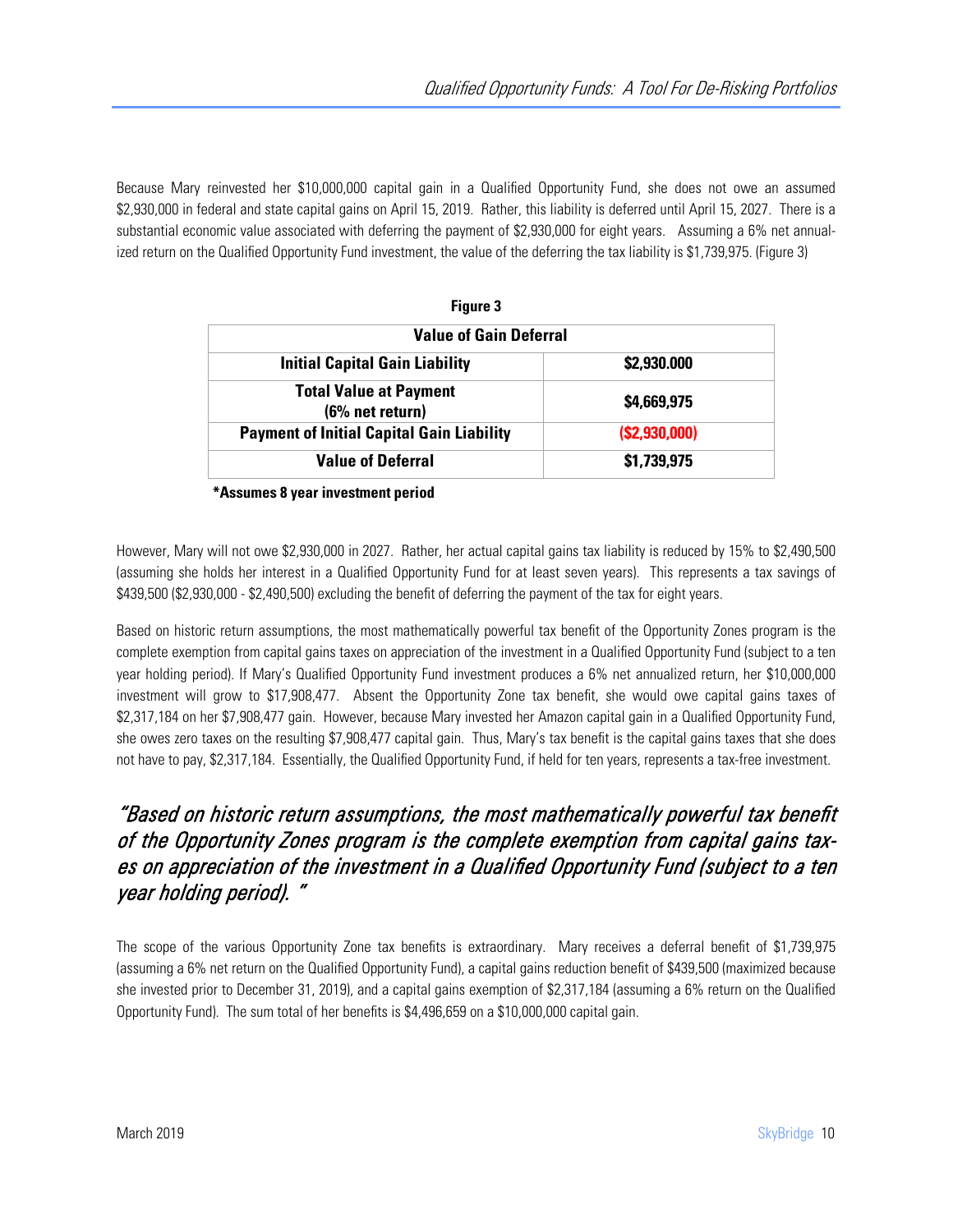Because Mary reinvested her $10,000,000 capital gain in a Qualified Opportunity Fund, she does not owe an assumed $2,930,000 in federal and state capital gains on April 15, 2019. Rather, this liability is deferred until April 15, 2027. There is a substantial economic value associated with deferring the payment of $2,930,000 for eight years. Assuming a 6% net annualized return on the Qualified Opportunity Fund investment, the value of the deferring the tax liability is $1,739,975. (Figure 3)

**Figure 3**

| Value of Gain Deferral | |
|---|---|
| **Initial Capital Gain Liability** | **$2,930.000** |
| **Total Value at Payment (6% net return)** | **$4,669,975** |
| **Payment of Initial Capital Gain Liability** | **($2,930,000)** |
| **Value of Deferral** | **$1,739,975** |

**\*Assumes 8 year investment period**

However, Mary will not owe $2,930,000 in 2027. Rather, her actual capital gains tax liability is reduced by 15% to $2,490,500 (assuming she holds her interest in a Qualified Opportunity Fund for at least seven years). This represents a tax savings of $439,500 ($2,930,000 - $2,490,500) excluding the benefit of deferring the payment of the tax for eight years.

Based on historic return assumptions, the most mathematically powerful tax benefit of the Opportunity Zones program is the complete exemption from capital gains taxes on appreciation of the investment in a Qualified Opportunity Fund (subject to a ten year holding period). If Mary's Qualified Opportunity Fund investment produces a 6% net annualized return, her $10,000,000 investment will grow to $17,908,477. Absent the Opportunity Zone tax benefit, she would owe capital gains taxes of $2,317,184 on her $7,908,477 gain. However, because Mary invested her Amazon capital gain in a Qualified Opportunity Fund, she owes zero taxes on the resulting $7,908,477 capital gain. Thus, Mary's tax benefit is the capital gains taxes that she does not have to pay, $2,317,184. Essentially, the Qualified Opportunity Fund, if held for ten years, represents a tax-free investment.

*"Based on historic return assumptions, the most mathematically powerful tax benefit of the Opportunity Zones program is the complete exemption from capital gains taxes on appreciation of the investment in a Qualified Opportunity Fund (subject to a ten year holding period). "*

The scope of the various Opportunity Zone tax benefits is extraordinary. Mary receives a deferral benefit of $1,739,975 (assuming a 6% net return on the Qualified Opportunity Fund), a capital gains reduction benefit of $439,500 (maximized because she invested prior to December 31, 2019), and a capital gains exemption of $2,317,184 (assuming a 6% return on the Qualified Opportunity Fund). The sum total of her benefits is $4,496,659 on a $10,000,000 capital gain.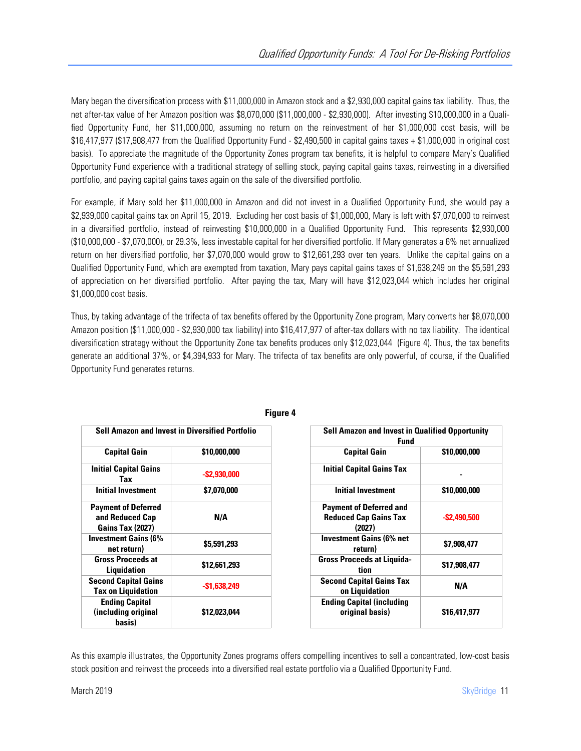Mary began the diversification process with $11,000,000 in Amazon stock and a $2,930,000 capital gains tax liability. Thus, the net after-tax value of her Amazon position was $8,070,000 ($11,000,000 - $2,930,000). After investing $10,000,000 in a Qualified Opportunity Fund, her $11,000,000, assuming no return on the reinvestment of her $1,000,000 cost basis, will be $16,417,977 ($17,908,477 from the Qualified Opportunity Fund - $2,490,500 in capital gains taxes + $1,000,000 in original cost basis). To appreciate the magnitude of the Opportunity Zones program tax benefits, it is helpful to compare Mary's Qualified Opportunity Fund experience with a traditional strategy of selling stock, paying capital gains taxes, reinvesting in a diversified portfolio, and paying capital gains taxes again on the sale of the diversified portfolio.

For example, if Mary sold her $11,000,000 in Amazon and did not invest in a Qualified Opportunity Fund, she would pay a $2,939,000 capital gains tax on April 15, 2019. Excluding her cost basis of $1,000,000, Mary is left with $7,070,000 to reinvest in a diversified portfolio, instead of reinvesting $10,000,000 in a Qualified Opportunity Fund. This represents $2,930,000 ($10,000,000 - $7,070,000), or 29.3%, less investable capital for her diversified portfolio. If Mary generates a 6% net annualized return on her diversified portfolio, her $7,070,000 would grow to $12,661,293 over ten years. Unlike the capital gains on a Qualified Opportunity Fund, which are exempted from taxation, Mary pays capital gains taxes of $1,638,249 on the $5,591,293 of appreciation on her diversified portfolio. After paying the tax, Mary will have $12,023,044 which includes her original $1,000,000 cost basis.

Thus, by taking advantage of the trifecta of tax benefits offered by the Opportunity Zone program, Mary converts her $8,070,000 Amazon position ($11,000,000 - $2,930,000 tax liability) into $16,417,977 of after-tax dollars with no tax liability. The identical diversification strategy without the Opportunity Zone tax benefits produces only $12,023,044 (Figure 4). Thus, the tax benefits generate an additional 37%, or $4,394,933 for Mary. The trifecta of tax benefits are only powerful, of course, if the Qualified Opportunity Fund generates returns.

**Figure 4**

| Sell Amazon and Invest in Diversified Portfolio | |
|---|---|
| **Capital Gain** | **$10,000,000** |
| **Initial Capital Gains Tax** | **-$2,930,000** |
| **Initial Investment** | **$7,070,000** |
| **Payment of Deferred and Reduced Cap Gains Tax (2027)** | **N/A** |
| **Investment Gains (6% net return)** | **$5,591,293** |
| **Gross Proceeds at Liquidation** | **$12,661,293** |
| **Second Capital Gains Tax on Liquidation** | **-$1,638,249** |
| **Ending Capital (including original basis)** | **$12,023,044** |

| Sell Amazon and Invest in Qualified Opportunity Fund | |
|---|---|
| **Capital Gain** | **$10,000,000** |
| **Initial Capital Gains Tax** | **-** |
| **Initial Investment** | **$10,000,000** |
| **Payment of Deferred and Reduced Cap Gains Tax (2027)** | **-$2,490,500** |
| **Investment Gains (6% net return)** | **$7,908,477** |
| **Gross Proceeds at Liquidation** | **$17,908,477** |
| **Second Capital Gains Tax on Liquidation** | **N/A** |
| **Ending Capital (including original basis)** | **$16,417,977** |

As this example illustrates, the Opportunity Zones programs offers compelling incentives to sell a concentrated, low-cost basis stock position and reinvest the proceeds into a diversified real estate portfolio via a Qualified Opportunity Fund.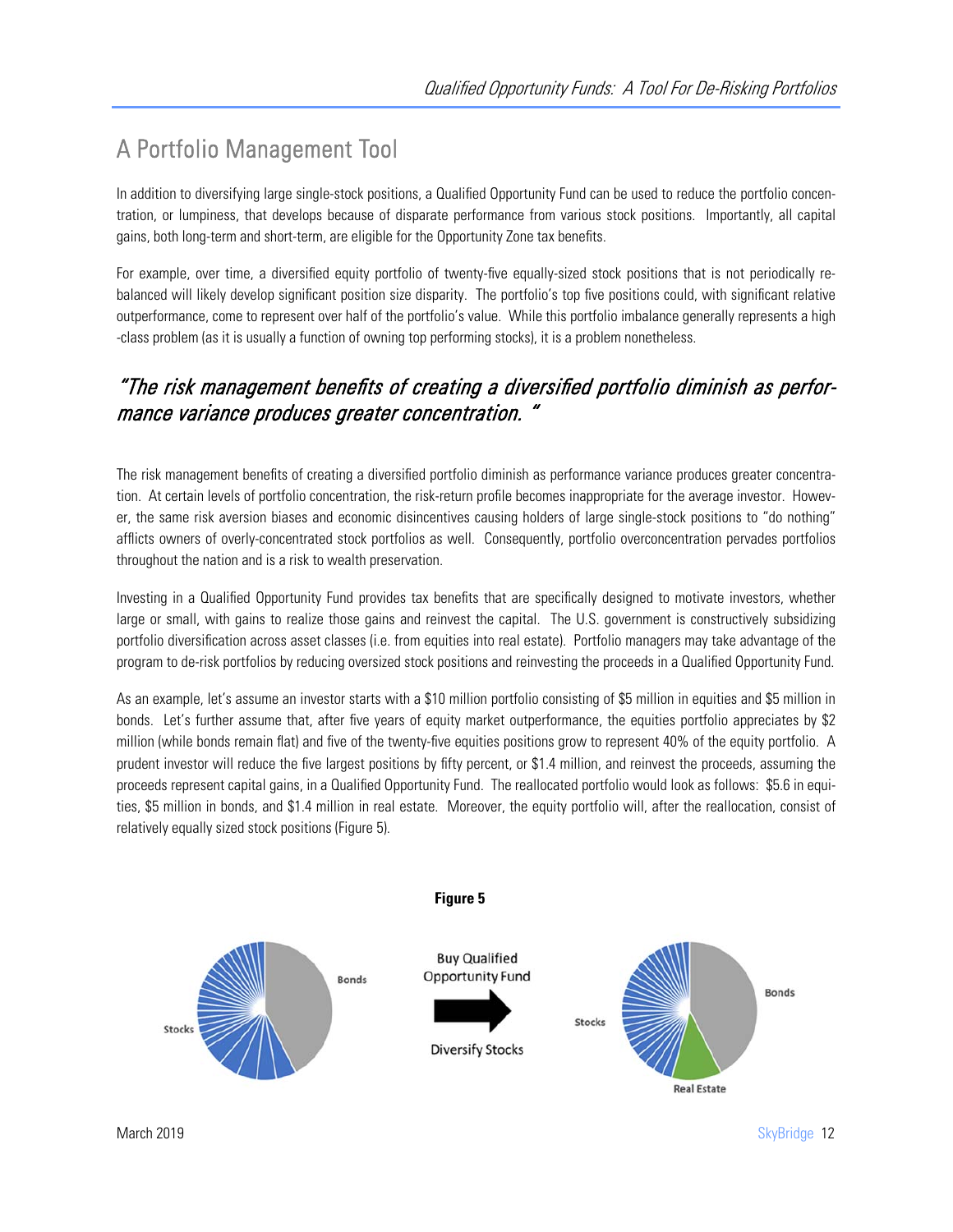## A Portfolio Management Tool

In addition to diversifying large single-stock positions, a Qualified Opportunity Fund can be used to reduce the portfolio concentration, or lumpiness, that develops because of disparate performance from various stock positions. Importantly, all capital gains, both long-term and short-term, are eligible for the Opportunity Zone tax benefits.

For example, over time, a diversified equity portfolio of twenty-five equally-sized stock positions that is not periodically rebalanced will likely develop significant position size disparity. The portfolio's top five positions could, with significant relative outperformance, come to represent over half of the portfolio's value. While this portfolio imbalance generally represents a high-class problem (as it is usually a function of owning top performing stocks), it is a problem nonetheless.

> *"The risk management benefits of creating a diversified portfolio diminish as performance variance produces greater concentration."*

The risk management benefits of creating a diversified portfolio diminish as performance variance produces greater concentration. At certain levels of portfolio concentration, the risk-return profile becomes inappropriate for the average investor. However, the same risk aversion biases and economic disincentives causing holders of large single-stock positions to "do nothing" afflicts owners of overly-concentrated stock portfolios as well. Consequently, portfolio overconcentration pervades portfolios throughout the nation and is a risk to wealth preservation.

Investing in a Qualified Opportunity Fund provides tax benefits that are specifically designed to motivate investors, whether large or small, with gains to realize those gains and reinvest the capital. The U.S. government is constructively subsidizing portfolio diversification across asset classes (i.e. from equities into real estate). Portfolio managers may take advantage of the program to de-risk portfolios by reducing oversized stock positions and reinvesting the proceeds in a Qualified Opportunity Fund.

As an example, let's assume an investor starts with a $10 million portfolio consisting of $5 million in equities and $5 million in bonds. Let's further assume that, after five years of equity market outperformance, the equities portfolio appreciates by $2 million (while bonds remain flat) and five of the twenty-five equities positions grow to represent 40% of the equity portfolio. A prudent investor will reduce the five largest positions by fifty percent, or $1.4 million, and reinvest the proceeds, assuming the proceeds represent capital gains, in a Qualified Opportunity Fund. The reallocated portfolio would look as follows: $5.6 in equities, $5 million in bonds, and $1.4 million in real estate. Moreover, the equity portfolio will, after the reallocation, consist of relatively equally sized stock positions (Figure 5).

**Figure 5**

Stocks | Bonds → Buy Qualified Opportunity Fund / Diversify Stocks → Stocks | Bonds | Real Estate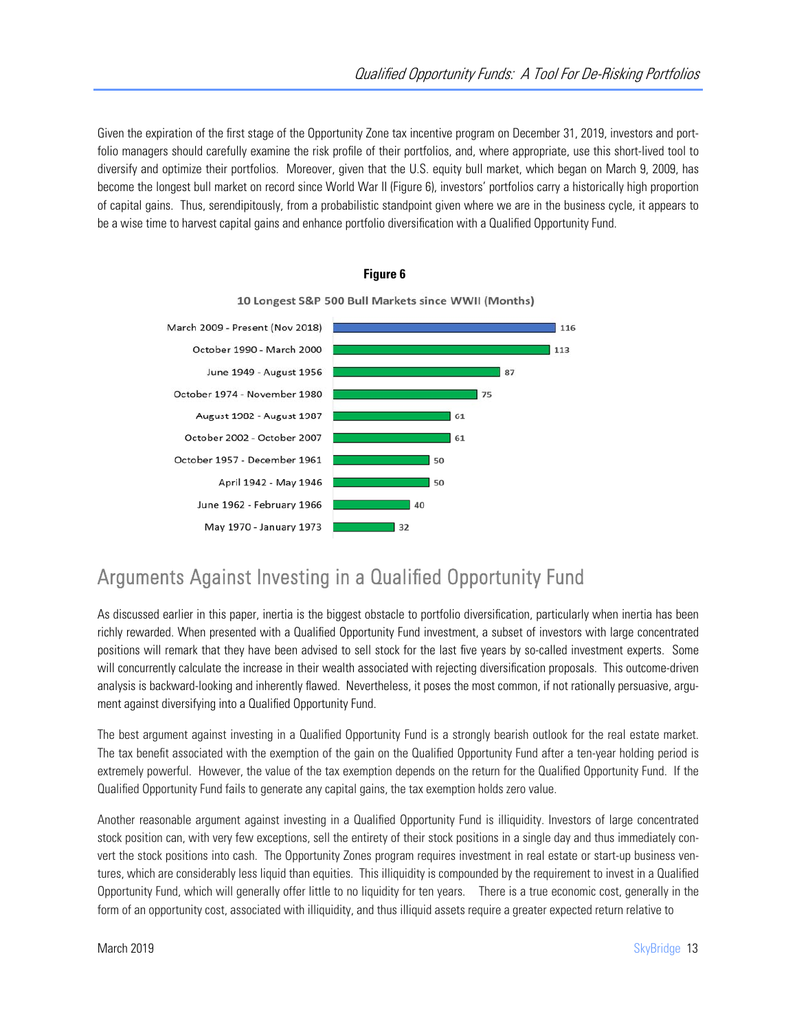Given the expiration of the first stage of the Opportunity Zone tax incentive program on December 31, 2019, investors and portfolio managers should carefully examine the risk profile of their portfolios, and, where appropriate, use this short-lived tool to diversify and optimize their portfolios. Moreover, given that the U.S. equity bull market, which began on March 9, 2009, has become the longest bull market on record since World War II (Figure 6), investors' portfolios carry a historically high proportion of capital gains. Thus, serendipitously, from a probabilistic standpoint given where we are in the business cycle, it appears to be a wise time to harvest capital gains and enhance portfolio diversification with a Qualified Opportunity Fund.

**Figure 6**

10 Longest S&P 500 Bull Markets since WWII (Months)

| Period | Months |
|---|---|
| March 2009 - Present (Nov 2018) | 116 |
| October 1990 - March 2000 | 113 |
| June 1949 - August 1956 | 87 |
| October 1974 - November 1980 | 75 |
| August 1982 - August 1987 | 61 |
| October 2002 - October 2007 | 61 |
| October 1957 - December 1961 | 50 |
| April 1942 - May 1946 | 50 |
| June 1962 - February 1966 | 40 |
| May 1970 - January 1973 | 32 |

## Arguments Against Investing in a Qualified Opportunity Fund

As discussed earlier in this paper, inertia is the biggest obstacle to portfolio diversification, particularly when inertia has been richly rewarded. When presented with a Qualified Opportunity Fund investment, a subset of investors with large concentrated positions will remark that they have been advised to sell stock for the last five years by so-called investment experts. Some will concurrently calculate the increase in their wealth associated with rejecting diversification proposals. This outcome-driven analysis is backward-looking and inherently flawed. Nevertheless, it poses the most common, if not rationally persuasive, argument against diversifying into a Qualified Opportunity Fund.

The best argument against investing in a Qualified Opportunity Fund is a strongly bearish outlook for the real estate market. The tax benefit associated with the exemption of the gain on the Qualified Opportunity Fund after a ten-year holding period is extremely powerful. However, the value of the tax exemption depends on the return for the Qualified Opportunity Fund. If the Qualified Opportunity Fund fails to generate any capital gains, the tax exemption holds zero value.

Another reasonable argument against investing in a Qualified Opportunity Fund is illiquidity. Investors of large concentrated stock position can, with very few exceptions, sell the entirety of their stock positions in a single day and thus immediately convert the stock positions into cash. The Opportunity Zones program requires investment in real estate or start-up business ventures, which are considerably less liquid than equities. This illiquidity is compounded by the requirement to invest in a Qualified Opportunity Fund, which will generally offer little to no liquidity for ten years. There is a true economic cost, generally in the form of an opportunity cost, associated with illiquidity, and thus illiquid assets require a greater expected return relative to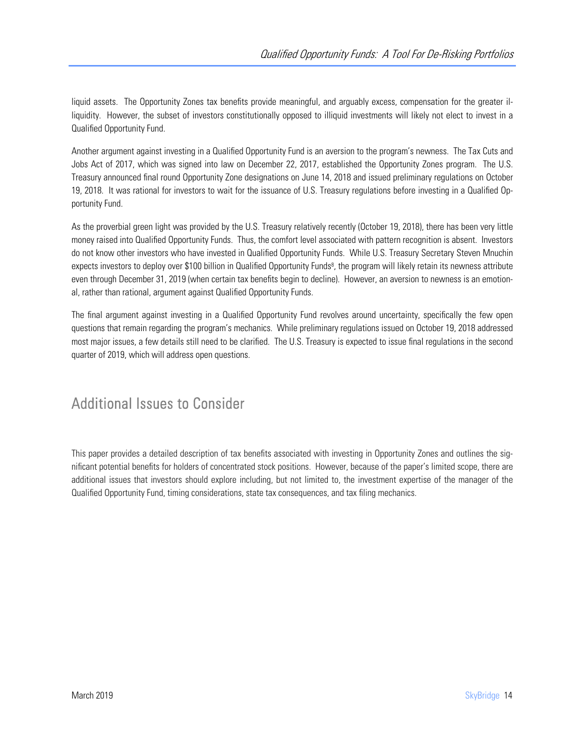liquid assets. The Opportunity Zones tax benefits provide meaningful, and arguably excess, compensation for the greater illiquidity. However, the subset of investors constitutionally opposed to illiquid investments will likely not elect to invest in a Qualified Opportunity Fund.

Another argument against investing in a Qualified Opportunity Fund is an aversion to the program's newness. The Tax Cuts and Jobs Act of 2017, which was signed into law on December 22, 2017, established the Opportunity Zones program. The U.S. Treasury announced final round Opportunity Zone designations on June 14, 2018 and issued preliminary regulations on October 19, 2018. It was rational for investors to wait for the issuance of U.S. Treasury regulations before investing in a Qualified Opportunity Fund.

As the proverbial green light was provided by the U.S. Treasury relatively recently (October 19, 2018), there has been very little money raised into Qualified Opportunity Funds. Thus, the comfort level associated with pattern recognition is absent. Investors do not know other investors who have invested in Qualified Opportunity Funds. While U.S. Treasury Secretary Steven Mnuchin expects investors to deploy over $100 billion in Qualified Opportunity Funds[8], the program will likely retain its newness attribute even through December 31, 2019 (when certain tax benefits begin to decline). However, an aversion to newness is an emotional, rather than rational, argument against Qualified Opportunity Funds.

The final argument against investing in a Qualified Opportunity Fund revolves around uncertainty, specifically the few open questions that remain regarding the program's mechanics. While preliminary regulations issued on October 19, 2018 addressed most major issues, a few details still need to be clarified. The U.S. Treasury is expected to issue final regulations in the second quarter of 2019, which will address open questions.

## Additional Issues to Consider

This paper provides a detailed description of tax benefits associated with investing in Opportunity Zones and outlines the significant potential benefits for holders of concentrated stock positions. However, because of the paper's limited scope, there are additional issues that investors should explore including, but not limited to, the investment expertise of the manager of the Qualified Opportunity Fund, timing considerations, state tax consequences, and tax filing mechanics.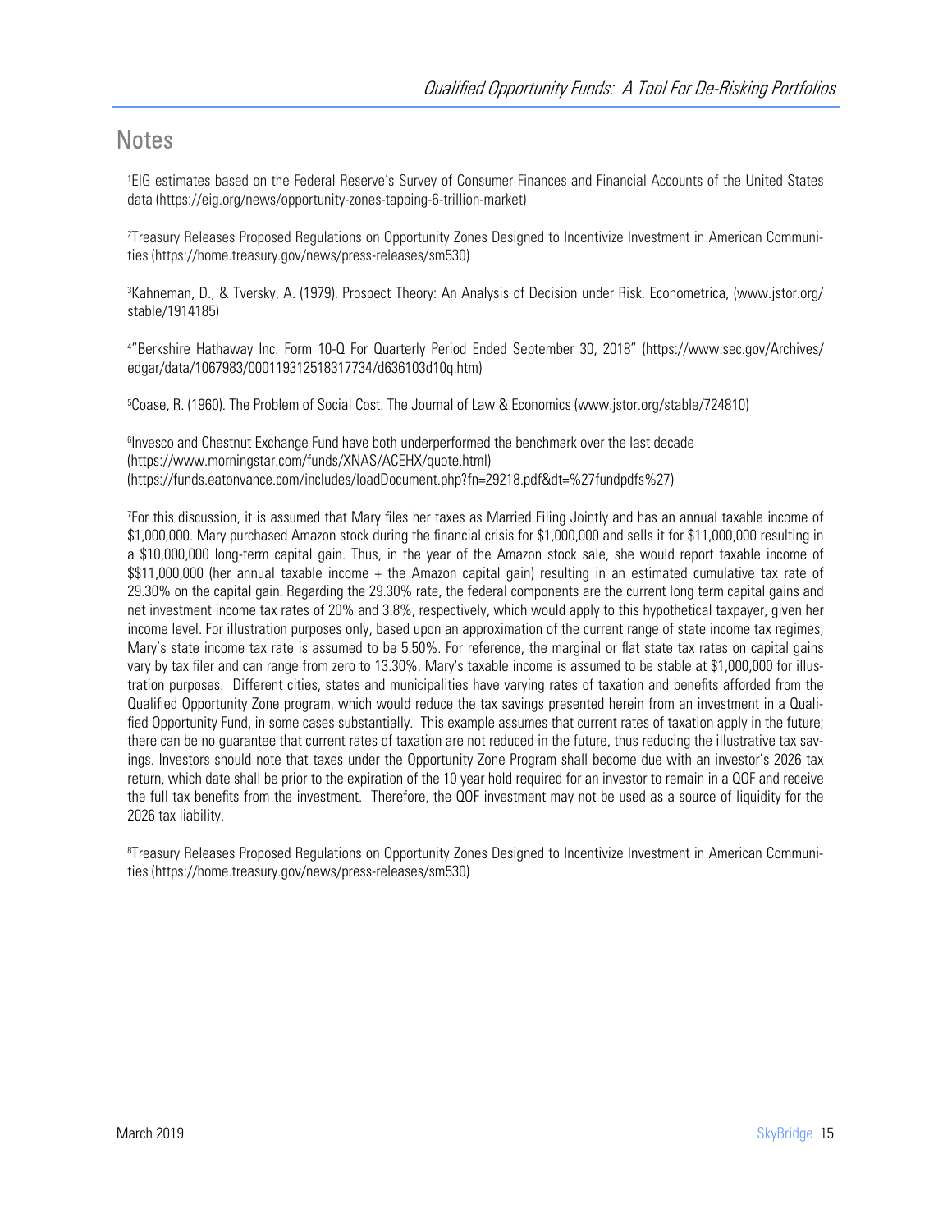## Notes

[1]EIG estimates based on the Federal Reserve's Survey of Consumer Finances and Financial Accounts of the United States data (https://eig.org/news/opportunity-zones-tapping-6-trillion-market)

[2]Treasury Releases Proposed Regulations on Opportunity Zones Designed to Incentivize Investment in American Communities (https://home.treasury.gov/news/press-releases/sm530)

[3]Kahneman, D., & Tversky, A. (1979). Prospect Theory: An Analysis of Decision under Risk. Econometrica, (www.jstor.org/stable/1914185)

[4]"Berkshire Hathaway Inc. Form 10-Q For Quarterly Period Ended September 30, 2018" (https://www.sec.gov/Archives/edgar/data/1067983/000119312518317734/d636103d10q.htm)

[5]Coase, R. (1960). The Problem of Social Cost. The Journal of Law & Economics (www.jstor.org/stable/724810)

[6]Invesco and Chestnut Exchange Fund have both underperformed the benchmark over the last decade
(https://www.morningstar.com/funds/XNAS/ACEHX/quote.html)
(https://funds.eatonvance.com/includes/loadDocument.php?fn=29218.pdf&dt=%27fundpdfs%27)

[7]For this discussion, it is assumed that Mary files her taxes as Married Filing Jointly and has an annual taxable income of $1,000,000. Mary purchased Amazon stock during the financial crisis for $1,000,000 and sells it for $11,000,000 resulting in a $10,000,000 long-term capital gain. Thus, in the year of the Amazon stock sale, she would report taxable income of $$11,000,000 (her annual taxable income + the Amazon capital gain) resulting in an estimated cumulative tax rate of 29.30% on the capital gain. Regarding the 29.30% rate, the federal components are the current long term capital gains and net investment income tax rates of 20% and 3.8%, respectively, which would apply to this hypothetical taxpayer, given her income level. For illustration purposes only, based upon an approximation of the current range of state income tax regimes, Mary's state income tax rate is assumed to be 5.50%. For reference, the marginal or flat state tax rates on capital gains vary by tax filer and can range from zero to 13.30%. Mary's taxable income is assumed to be stable at $1,000,000 for illustration purposes. Different cities, states and municipalities have varying rates of taxation and benefits afforded from the Qualified Opportunity Zone program, which would reduce the tax savings presented herein from an investment in a Qualified Opportunity Fund, in some cases substantially. This example assumes that current rates of taxation apply in the future; there can be no guarantee that current rates of taxation are not reduced in the future, thus reducing the illustrative tax savings. Investors should note that taxes under the Opportunity Zone Program shall become due with an investor's 2026 tax return, which date shall be prior to the expiration of the 10 year hold required for an investor to remain in a QOF and receive the full tax benefits from the investment. Therefore, the QOF investment may not be used as a source of liquidity for the 2026 tax liability.

[8]Treasury Releases Proposed Regulations on Opportunity Zones Designed to Incentivize Investment in American Communities (https://home.treasury.gov/news/press-releases/sm530)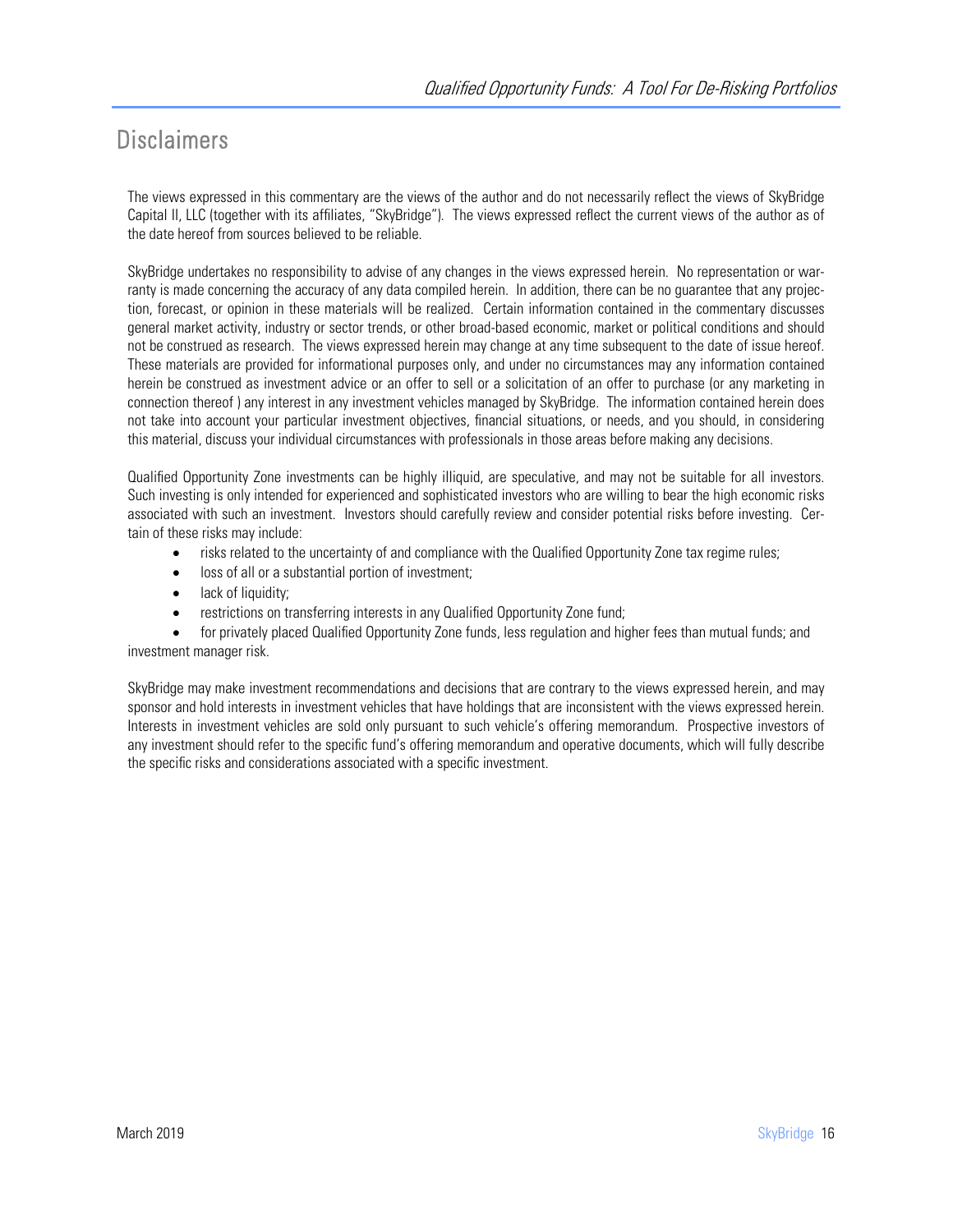# Disclaimers

The views expressed in this commentary are the views of the author and do not necessarily reflect the views of SkyBridge Capital II, LLC (together with its affiliates, "SkyBridge"). The views expressed reflect the current views of the author as of the date hereof from sources believed to be reliable.

SkyBridge undertakes no responsibility to advise of any changes in the views expressed herein. No representation or warranty is made concerning the accuracy of any data compiled herein. In addition, there can be no guarantee that any projection, forecast, or opinion in these materials will be realized. Certain information contained in the commentary discusses general market activity, industry or sector trends, or other broad-based economic, market or political conditions and should not be construed as research. The views expressed herein may change at any time subsequent to the date of issue hereof. These materials are provided for informational purposes only, and under no circumstances may any information contained herein be construed as investment advice or an offer to sell or a solicitation of an offer to purchase (or any marketing in connection thereof ) any interest in any investment vehicles managed by SkyBridge. The information contained herein does not take into account your particular investment objectives, financial situations, or needs, and you should, in considering this material, discuss your individual circumstances with professionals in those areas before making any decisions.

Qualified Opportunity Zone investments can be highly illiquid, are speculative, and may not be suitable for all investors. Such investing is only intended for experienced and sophisticated investors who are willing to bear the high economic risks associated with such an investment. Investors should carefully review and consider potential risks before investing. Certain of these risks may include:

- risks related to the uncertainty of and compliance with the Qualified Opportunity Zone tax regime rules;
- loss of all or a substantial portion of investment;
- lack of liquidity;
- restrictions on transferring interests in any Qualified Opportunity Zone fund;
- for privately placed Qualified Opportunity Zone funds, less regulation and higher fees than mutual funds; and investment manager risk.

SkyBridge may make investment recommendations and decisions that are contrary to the views expressed herein, and may sponsor and hold interests in investment vehicles that have holdings that are inconsistent with the views expressed herein. Interests in investment vehicles are sold only pursuant to such vehicle's offering memorandum. Prospective investors of any investment should refer to the specific fund's offering memorandum and operative documents, which will fully describe the specific risks and considerations associated with a specific investment.